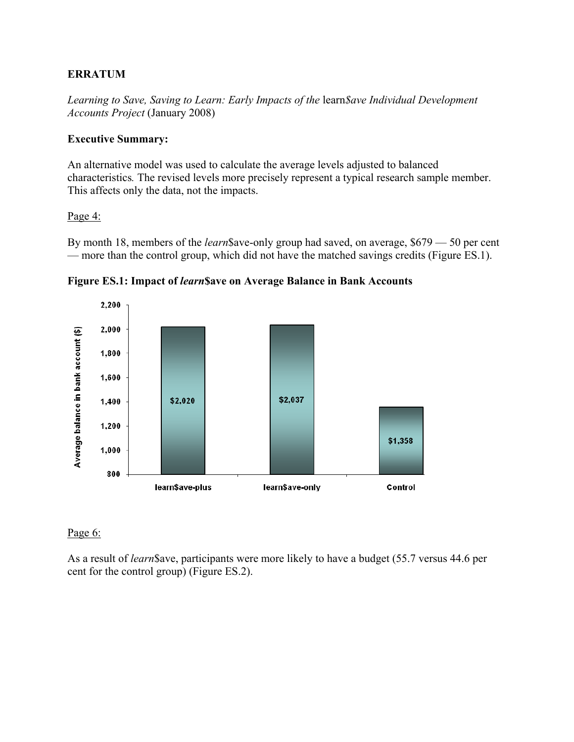**ERRATUM**

*Learning to Save, Saving to Learn: Early Impacts of the* learn*$ave Individual Development Accounts Project* (January 2008)

**Executive Summary:**

An alternative model was used to calculate the average levels adjusted to balanced characteristics*.* The revised levels more precisely represent a typical research sample member. This affects only the data, not the impacts.

Page 4:

By month 18, members of the *learn*$ave-only group had saved, on average, $679 — 50 per cent — more than the control group, which did not have the matched savings credits (Figure ES.1).

**Figure ES.1: Impact of *learn*$ave on Average Balance in Bank Accounts**

| | Average balance in bank account ($) |
|---|---|
| learn$ave-plus | $2,020 |
| learn$ave-only | $2,037 |
| Control | $1,358 |

Page 6:

As a result of *learn*$ave, participants were more likely to have a budget (55.7 versus 44.6 per cent for the control group) (Figure ES.2).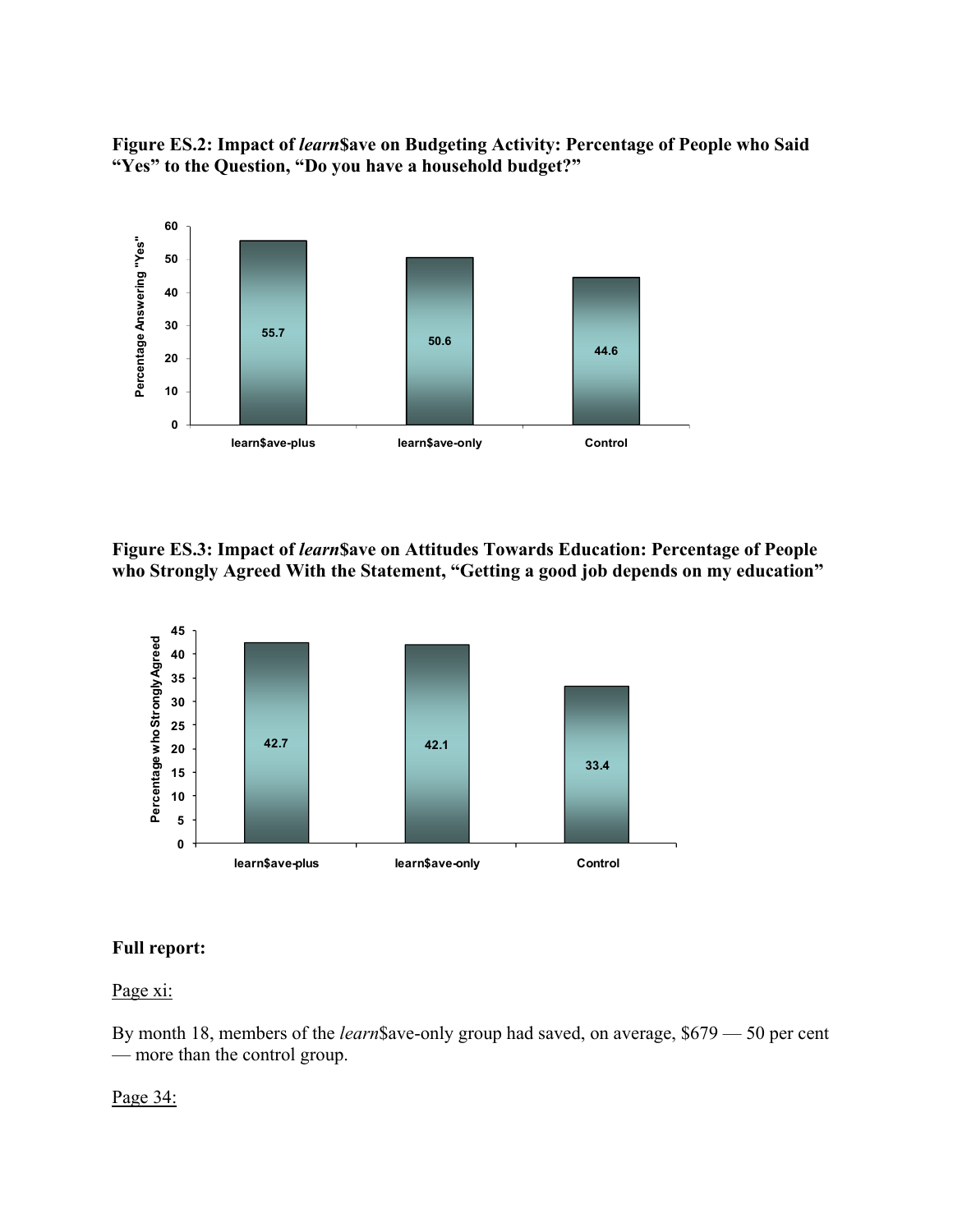**Figure ES.2: Impact of *learn*$ave on Budgeting Activity: Percentage of People who Said "Yes" to the Question, "Do you have a household budget?"**

| | Percentage Answering "Yes" |
|---|---|
| learn$ave-plus | 55.7 |
| learn$ave-only | 50.6 |
| Control | 44.6 |

**Figure ES.3: Impact of *learn*$ave on Attitudes Towards Education: Percentage of People who Strongly Agreed With the Statement, "Getting a good job depends on my education"**

| | Percentage who Strongly Agreed |
|---|---|
| learn$ave-plus | 42.7 |
| learn$ave-only | 42.1 |
| Control | 33.4 |

**Full report:**

Page xi:

By month 18, members of the *learn*$ave-only group had saved, on average, $679 — 50 per cent — more than the control group.

Page 34: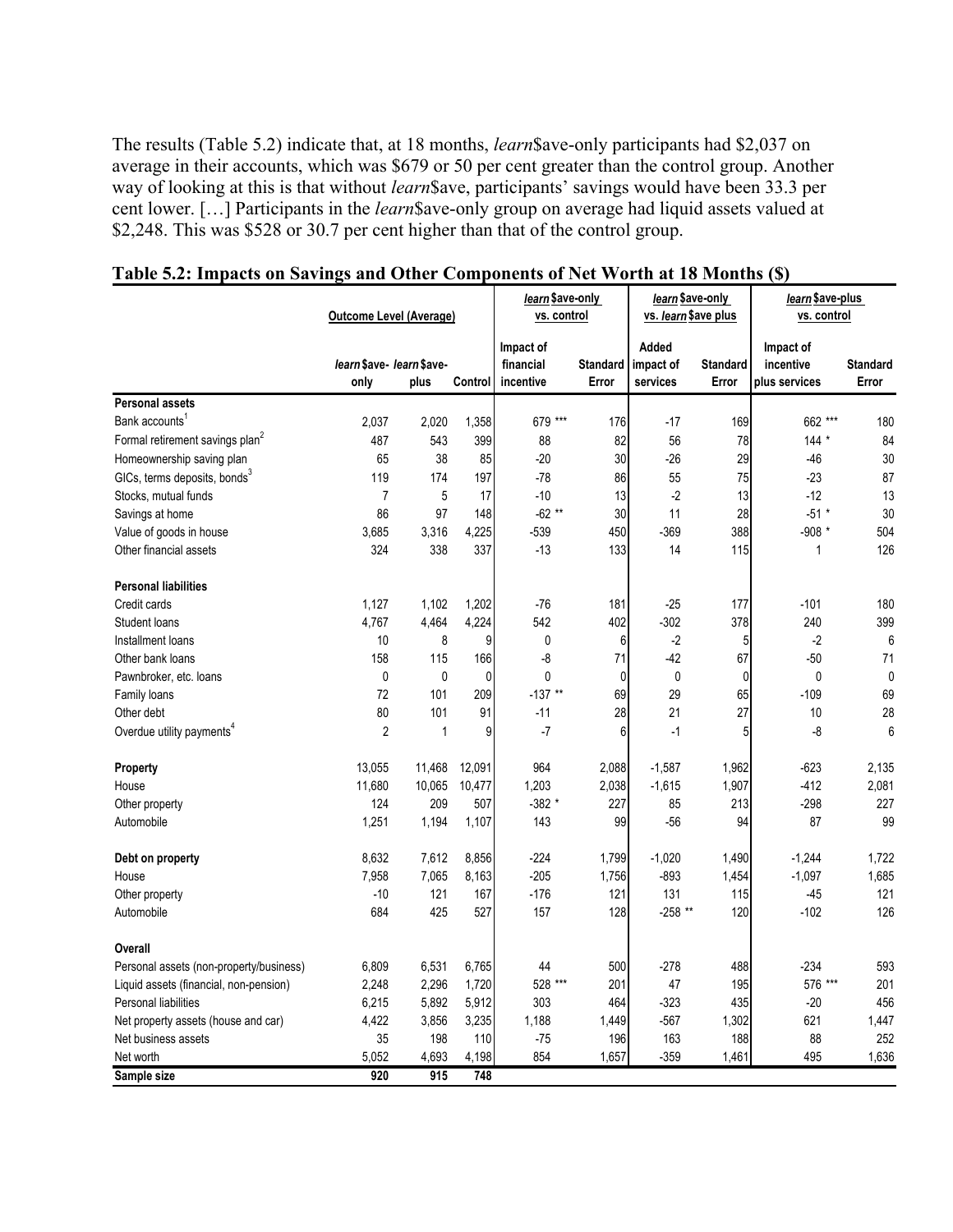The results (Table 5.2) indicate that, at 18 months, *learn*$ave-only participants had $2,037 on average in their accounts, which was $679 or 50 per cent greater than the control group. Another way of looking at this is that without *learn*$ave, participants' savings would have been 33.3 per cent lower. […] Participants in the *learn*$ave-only group on average had liquid assets valued at $2,248. This was $528 or 30.7 per cent higher than that of the control group.

**Table 5.2: Impacts on Savings and Other Components of Net Worth at 18 Months ($)**

| | Outcome Level (Average) | | | *learn*$ave-only vs. control | | *learn*$ave-only vs. *learn*$ave plus | | *learn*$ave-plus vs. control | |
|---|---|---|---|---|---|---|---|---|---|
| | *learn*$ave-only | *learn*$ave-plus | Control | Impact of financial incentive | Standard Error | Added impact of services | Standard Error | Impact of incentive plus services | Standard Error |
| **Personal assets** | | | | | | | | | |
| Bank accounts[1] | 2,037 | 2,020 | 1,358 | 679 *** | 176 | -17 | 169 | 662 *** | 180 |
| Formal retirement savings plan[2] | 487 | 543 | 399 | 88 | 82 | 56 | 78 | 144 * | 84 |
| Homeownership saving plan | 65 | 38 | 85 | -20 | 30 | -26 | 29 | -46 | 30 |
| GICs, terms deposits, bonds[3] | 119 | 174 | 197 | -78 | 86 | 55 | 75 | -23 | 87 |
| Stocks, mutual funds | 7 | 5 | 17 | -10 | 13 | -2 | 13 | -12 | 13 |
| Savings at home | 86 | 97 | 148 | -62 ** | 30 | 11 | 28 | -51 * | 30 |
| Value of goods in house | 3,685 | 3,316 | 4,225 | -539 | 450 | -369 | 388 | -908 * | 504 |
| Other financial assets | 324 | 338 | 337 | -13 | 133 | 14 | 115 | 1 | 126 |
| **Personal liabilities** | | | | | | | | | |
| Credit cards | 1,127 | 1,102 | 1,202 | -76 | 181 | -25 | 177 | -101 | 180 |
| Student loans | 4,767 | 4,464 | 4,224 | 542 | 402 | -302 | 378 | 240 | 399 |
| Installment loans | 10 | 8 | 9 | 0 | 6 | -2 | 5 | -2 | 6 |
| Other bank loans | 158 | 115 | 166 | -8 | 71 | -42 | 67 | -50 | 71 |
| Pawnbroker, etc. loans | 0 | 0 | 0 | 0 | 0 | 0 | 0 | 0 | 0 |
| Family loans | 72 | 101 | 209 | -137 ** | 69 | 29 | 65 | -109 | 69 |
| Other debt | 80 | 101 | 91 | -11 | 28 | 21 | 27 | 10 | 28 |
| Overdue utility payments[4] | 2 | 1 | 9 | -7 | 6 | -1 | 5 | -8 | 6 |
| **Property** | 13,055 | 11,468 | 12,091 | 964 | 2,088 | -1,587 | 1,962 | -623 | 2,135 |
| House | 11,680 | 10,065 | 10,477 | 1,203 | 2,038 | -1,615 | 1,907 | -412 | 2,081 |
| Other property | 124 | 209 | 507 | -382 * | 227 | 85 | 213 | -298 | 227 |
| Automobile | 1,251 | 1,194 | 1,107 | 143 | 99 | -56 | 94 | 87 | 99 |
| **Debt on property** | 8,632 | 7,612 | 8,856 | -224 | 1,799 | -1,020 | 1,490 | -1,244 | 1,722 |
| House | 7,958 | 7,065 | 8,163 | -205 | 1,756 | -893 | 1,454 | -1,097 | 1,685 |
| Other property | -10 | 121 | 167 | -176 | 121 | 131 | 115 | -45 | 121 |
| Automobile | 684 | 425 | 527 | 157 | 128 | -258 ** | 120 | -102 | 126 |
| **Overall** | | | | | | | | | |
| Personal assets (non-property/business) | 6,809 | 6,531 | 6,765 | 44 | 500 | -278 | 488 | -234 | 593 |
| Liquid assets (financial, non-pension) | 2,248 | 2,296 | 1,720 | 528 *** | 201 | 47 | 195 | 576 *** | 201 |
| Personal liabilities | 6,215 | 5,892 | 5,912 | 303 | 464 | -323 | 435 | -20 | 456 |
| Net property assets (house and car) | 4,422 | 3,856 | 3,235 | 1,188 | 1,449 | -567 | 1,302 | 621 | 1,447 |
| Net business assets | 35 | 198 | 110 | -75 | 196 | 163 | 188 | 88 | 252 |
| Net worth | 5,052 | 4,693 | 4,198 | 854 | 1,657 | -359 | 1,461 | 495 | 1,636 |
| **Sample size** | **920** | **915** | **748** | | | | | | |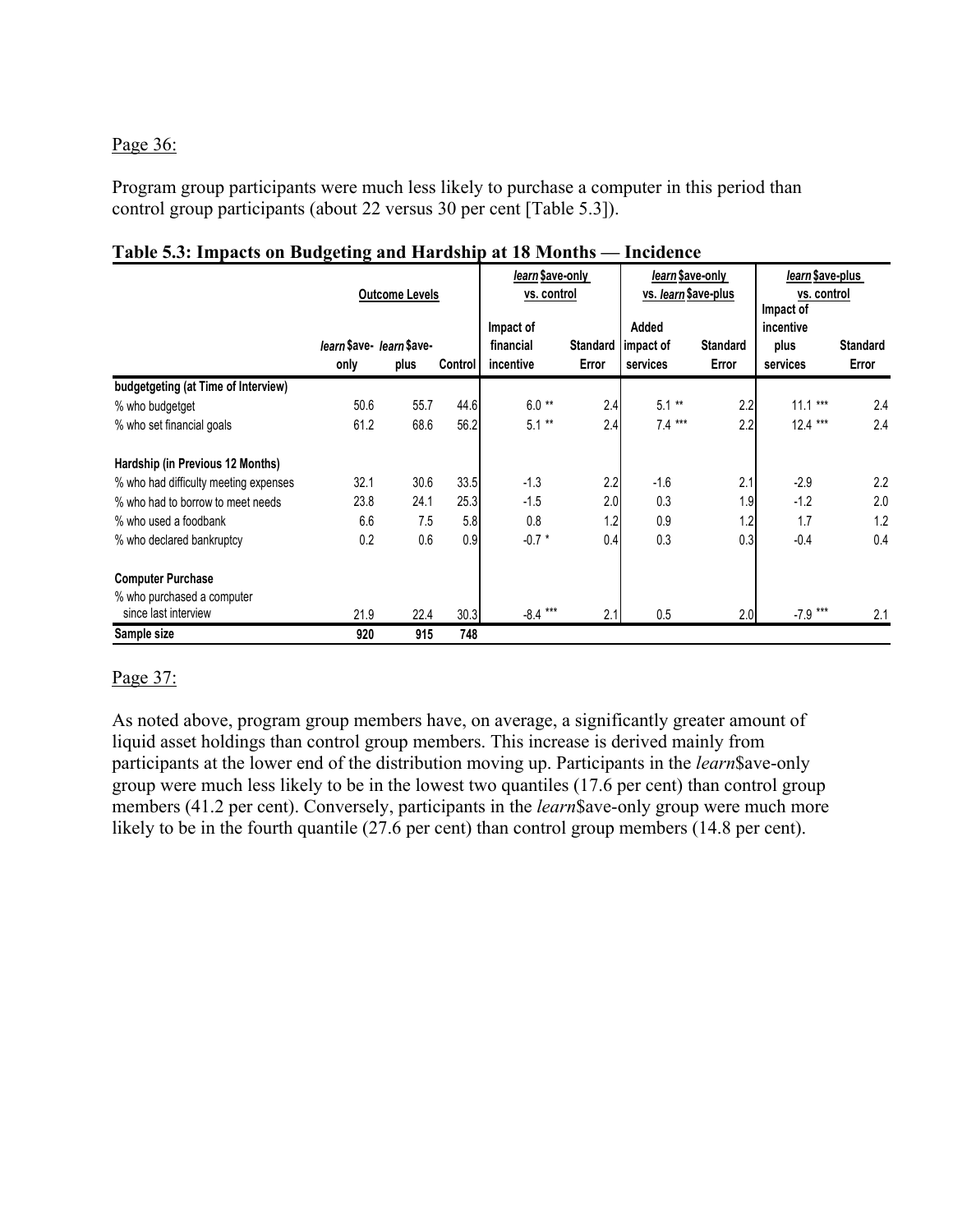Page 36:

Program group participants were much less likely to purchase a computer in this period than control group participants (about 22 versus 30 per cent [Table 5.3]).

**Table 5.3: Impacts on Budgeting and Hardship at 18 Months — Incidence**

| | Outcome Levels | | | *learn* $ave-only vs. control | | *learn* $ave-only vs. *learn* $ave-plus | | *learn* $ave-plus vs. control | |
|---|---|---|---|---|---|---|---|---|---|
| | *learn* $ave-only | *learn* $ave-plus | Control | Impact of financial incentive | Standard Error | Added impact of services | Standard Error | Impact of incentive plus services | Standard Error |
| **budgetgeting (at Time of Interview)** | | | | | | | | | |
| % who budgetget | 50.6 | 55.7 | 44.6 | 6.0 ** | 2.4 | 5.1 ** | 2.2 | 11.1 *** | 2.4 |
| % who set financial goals | 61.2 | 68.6 | 56.2 | 5.1 ** | 2.4 | 7.4 *** | 2.2 | 12.4 *** | 2.4 |
| **Hardship (in Previous 12 Months)** | | | | | | | | | |
| % who had difficulty meeting expenses | 32.1 | 30.6 | 33.5 | -1.3 | 2.2 | -1.6 | 2.1 | -2.9 | 2.2 |
| % who had to borrow to meet needs | 23.8 | 24.1 | 25.3 | -1.5 | 2.0 | 0.3 | 1.9 | -1.2 | 2.0 |
| % who used a foodbank | 6.6 | 7.5 | 5.8 | 0.8 | 1.2 | 0.9 | 1.2 | 1.7 | 1.2 |
| % who declared bankruptcy | 0.2 | 0.6 | 0.9 | -0.7 * | 0.4 | 0.3 | 0.3 | -0.4 | 0.4 |
| **Computer Purchase** | | | | | | | | | |
| % who purchased a computer since last interview | 21.9 | 22.4 | 30.3 | -8.4 *** | 2.1 | 0.5 | 2.0 | -7.9 *** | 2.1 |
| **Sample size** | **920** | **915** | **748** | | | | | | |

Page 37:

As noted above, program group members have, on average, a significantly greater amount of liquid asset holdings than control group members. This increase is derived mainly from participants at the lower end of the distribution moving up. Participants in the *learn*$ave-only group were much less likely to be in the lowest two quantiles (17.6 per cent) than control group members (41.2 per cent). Conversely, participants in the *learn*$ave-only group were much more likely to be in the fourth quantile (27.6 per cent) than control group members (14.8 per cent).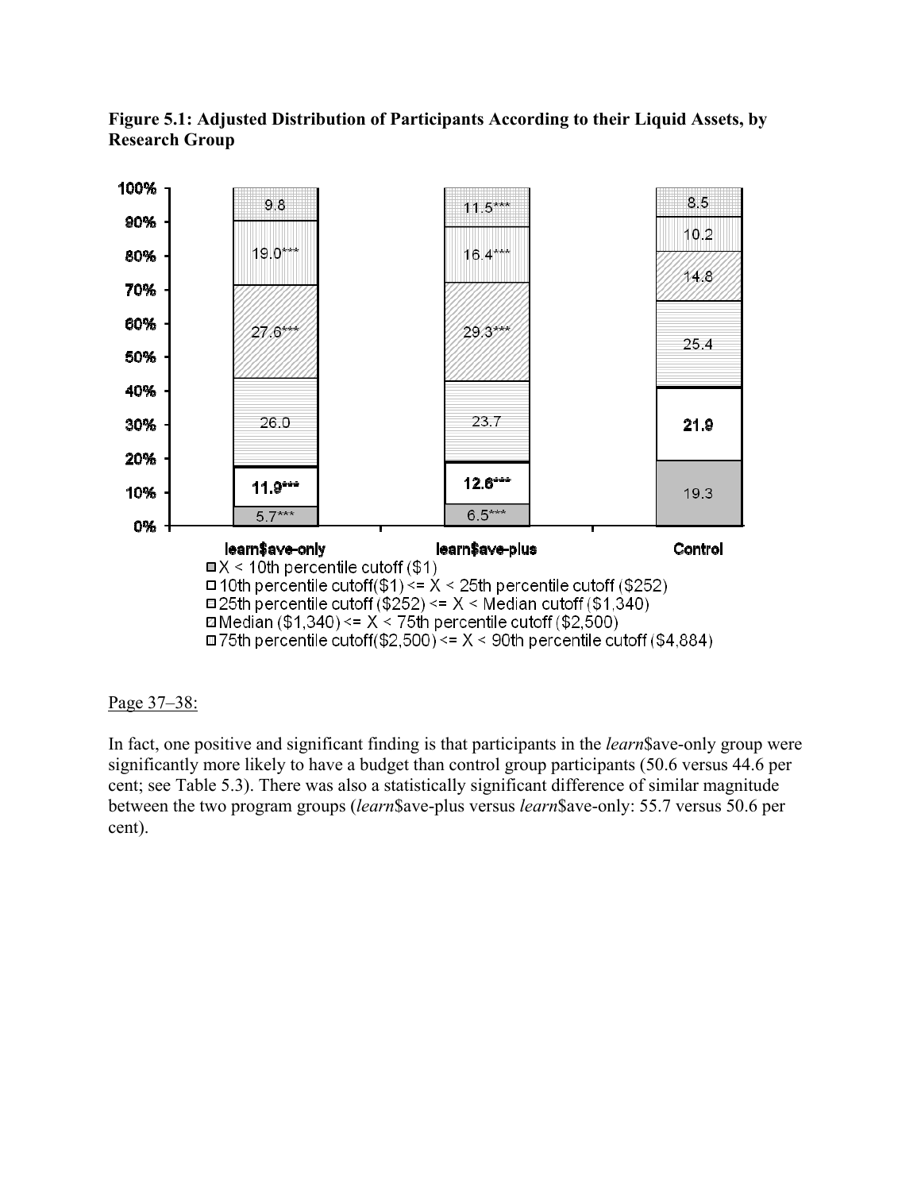**Figure 5.1: Adjusted Distribution of Participants According to their Liquid Assets, by Research Group**

| | learn$ave-only | learn$ave-plus | Control |
|---|---|---|---|
| 90th percentile cutoff ($4,884) <= X | 9.8 | 11.5*** | 8.5 |
| 75th percentile cutoff($2,500) <= X < 90th percentile cutoff ($4,884) | 19.0*** | 16.4*** | 10.2 |
| Median ($1,340) <= X < 75th percentile cutoff ($2,500) | 27.6*** | 29.3*** | 14.8 |
| 25th percentile cutoff ($252) <= X < Median cutoff ($1,340) | 26.0 | 23.7 | 25.4 |
| 10th percentile cutoff($1) <= X < 25th percentile cutoff ($252) | 11.9*** | 12.6*** | 21.9 |
| X < 10th percentile cutoff ($1) | 5.7*** | 6.5*** | 19.3 |

Page 37–38:

In fact, one positive and significant finding is that participants in the *learn*$ave-only group were significantly more likely to have a budget than control group participants (50.6 versus 44.6 per cent; see Table 5.3). There was also a statistically significant difference of similar magnitude between the two program groups (*learn*$ave-plus versus *learn*$ave-only: 55.7 versus 50.6 per cent).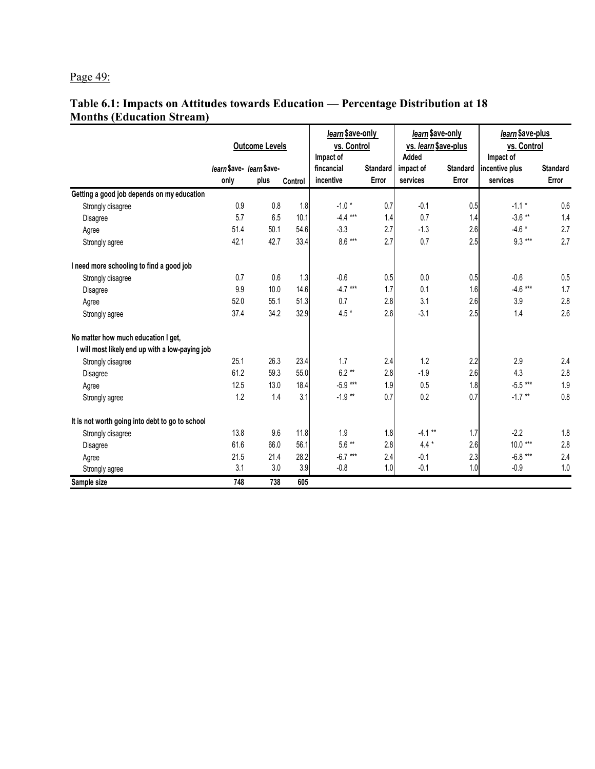Page 49:

## Table 6.1: Impacts on Attitudes towards Education — Percentage Distribution at 18 Months (Education Stream)

| | Outcome Levels | | | *learn* \$ave-only vs. Control | | *learn* \$ave-only vs. *learn* \$ave-plus | | *learn* \$ave-plus vs. Control | |
|---|---|---|---|---|---|---|---|---|---|
| | *learn* \$ave-only | *learn* \$ave-plus | Control | Impact of fincancial incentive | Standard Error | Added impact of services | Standard Error | Impact of incentive plus services | Standard Error |
| **Getting a good job depends on my education** | | | | | | | | | |
| Strongly disagree | 0.9 | 0.8 | 1.8 | -1.0 * | 0.7 | -0.1 | 0.5 | -1.1 * | 0.6 |
| Disagree | 5.7 | 6.5 | 10.1 | -4.4 *** | 1.4 | 0.7 | 1.4 | -3.6 ** | 1.4 |
| Agree | 51.4 | 50.1 | 54.6 | -3.3 | 2.7 | -1.3 | 2.6 | -4.6 * | 2.7 |
| Strongly agree | 42.1 | 42.7 | 33.4 | 8.6 *** | 2.7 | 0.7 | 2.5 | 9.3 *** | 2.7 |
| **I need more schooling to find a good job** | | | | | | | | | |
| Strongly disagree | 0.7 | 0.6 | 1.3 | -0.6 | 0.5 | 0.0 | 0.5 | -0.6 | 0.5 |
| Disagree | 9.9 | 10.0 | 14.6 | -4.7 *** | 1.7 | 0.1 | 1.6 | -4.6 *** | 1.7 |
| Agree | 52.0 | 55.1 | 51.3 | 0.7 | 2.8 | 3.1 | 2.6 | 3.9 | 2.8 |
| Strongly agree | 37.4 | 34.2 | 32.9 | 4.5 * | 2.6 | -3.1 | 2.5 | 1.4 | 2.6 |
| **No matter how much education I get, I will most likely end up with a low-paying job** | | | | | | | | | |
| Strongly disagree | 25.1 | 26.3 | 23.4 | 1.7 | 2.4 | 1.2 | 2.2 | 2.9 | 2.4 |
| Disagree | 61.2 | 59.3 | 55.0 | 6.2 ** | 2.8 | -1.9 | 2.6 | 4.3 | 2.8 |
| Agree | 12.5 | 13.0 | 18.4 | -5.9 *** | 1.9 | 0.5 | 1.8 | -5.5 *** | 1.9 |
| Strongly agree | 1.2 | 1.4 | 3.1 | -1.9 ** | 0.7 | 0.2 | 0.7 | -1.7 ** | 0.8 |
| **It is not worth going into debt to go to school** | | | | | | | | | |
| Strongly disagree | 13.8 | 9.6 | 11.8 | 1.9 | 1.8 | -4.1 ** | 1.7 | -2.2 | 1.8 |
| Disagree | 61.6 | 66.0 | 56.1 | 5.6 ** | 2.8 | 4.4 * | 2.6 | 10.0 *** | 2.8 |
| Agree | 21.5 | 21.4 | 28.2 | -6.7 *** | 2.4 | -0.1 | 2.3 | -6.8 *** | 2.4 |
| Strongly agree | 3.1 | 3.0 | 3.9 | -0.8 | 1.0 | -0.1 | 1.0 | -0.9 | 1.0 |
| **Sample size** | **748** | **738** | **605** | | | | | | |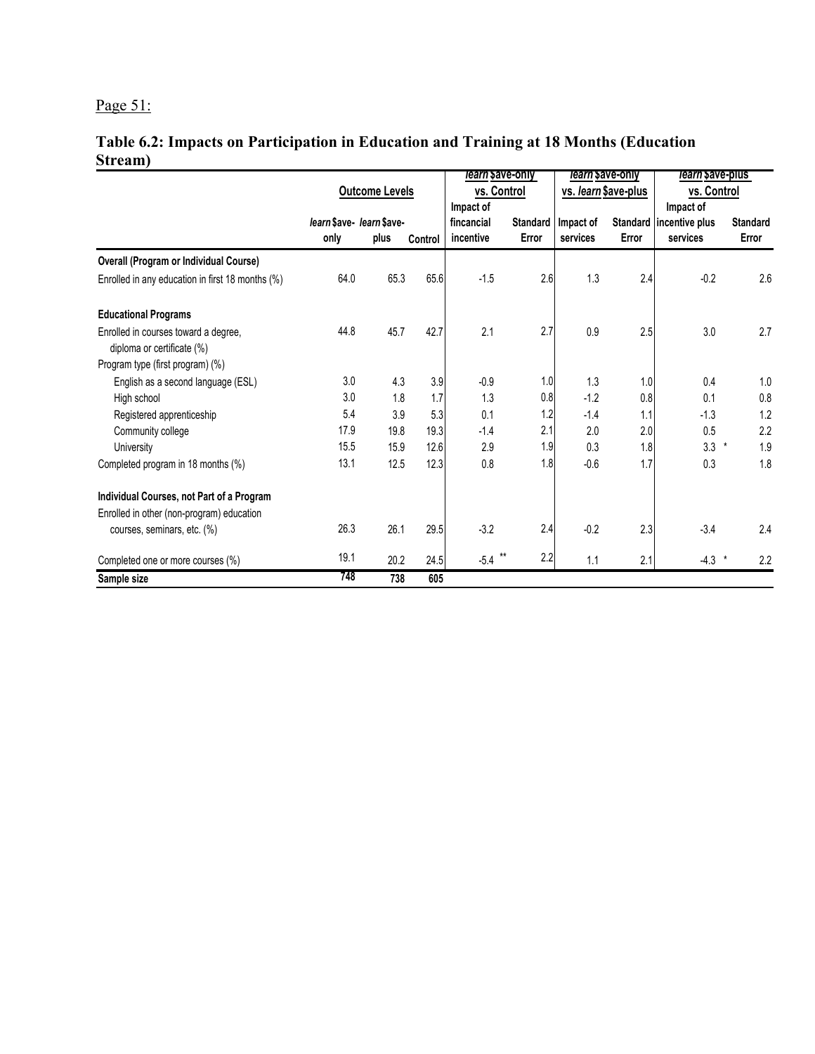Page 51:

## Table 6.2: Impacts on Participation in Education and Training at 18 Months (Education Stream)

| | Outcome Levels | | | *learn* $ave-only vs. Control | | *learn* $ave-only vs. *learn* $ave-plus | | *learn* $ave-plus vs. Control | |
|---|---|---|---|---|---|---|---|---|---|
| | *learn* $ave-only | *learn* $ave-plus | Control | Impact of fincancial incentive | Standard Error | Impact of services | Standard Error | Impact of incentive plus services | Standard Error |
| **Overall (Program or Individual Course)** | | | | | | | | | |
| Enrolled in any education in first 18 months (%) | 64.0 | 65.3 | 65.6 | -1.5 | 2.6 | 1.3 | 2.4 | -0.2 | 2.6 |
| **Educational Programs** | | | | | | | | | |
| Enrolled in courses toward a degree, diploma or certificate (%) | 44.8 | 45.7 | 42.7 | 2.1 | 2.7 | 0.9 | 2.5 | 3.0 | 2.7 |
| Program type (first program) (%) | | | | | | | | | |
| English as a second language (ESL) | 3.0 | 4.3 | 3.9 | -0.9 | 1.0 | 1.3 | 1.0 | 0.4 | 1.0 |
| High school | 3.0 | 1.8 | 1.7 | 1.3 | 0.8 | -1.2 | 0.8 | 0.1 | 0.8 |
| Registered apprenticeship | 5.4 | 3.9 | 5.3 | 0.1 | 1.2 | -1.4 | 1.1 | -1.3 | 1.2 |
| Community college | 17.9 | 19.8 | 19.3 | -1.4 | 2.1 | 2.0 | 2.0 | 0.5 | 2.2 |
| University | 15.5 | 15.9 | 12.6 | 2.9 | 1.9 | 0.3 | 1.8 | 3.3 * | 1.9 |
| Completed program in 18 months (%) | 13.1 | 12.5 | 12.3 | 0.8 | 1.8 | -0.6 | 1.7 | 0.3 | 1.8 |
| **Individual Courses, not Part of a Program** | | | | | | | | | |
| Enrolled in other (non-program) education courses, seminars, etc. (%) | 26.3 | 26.1 | 29.5 | -3.2 | 2.4 | -0.2 | 2.3 | -3.4 | 2.4 |
| Completed one or more courses (%) | 19.1 | 20.2 | 24.5 | -5.4 ** | 2.2 | 1.1 | 2.1 | -4.3 * | 2.2 |
| **Sample size** | 748 | 738 | 605 | | | | | | |